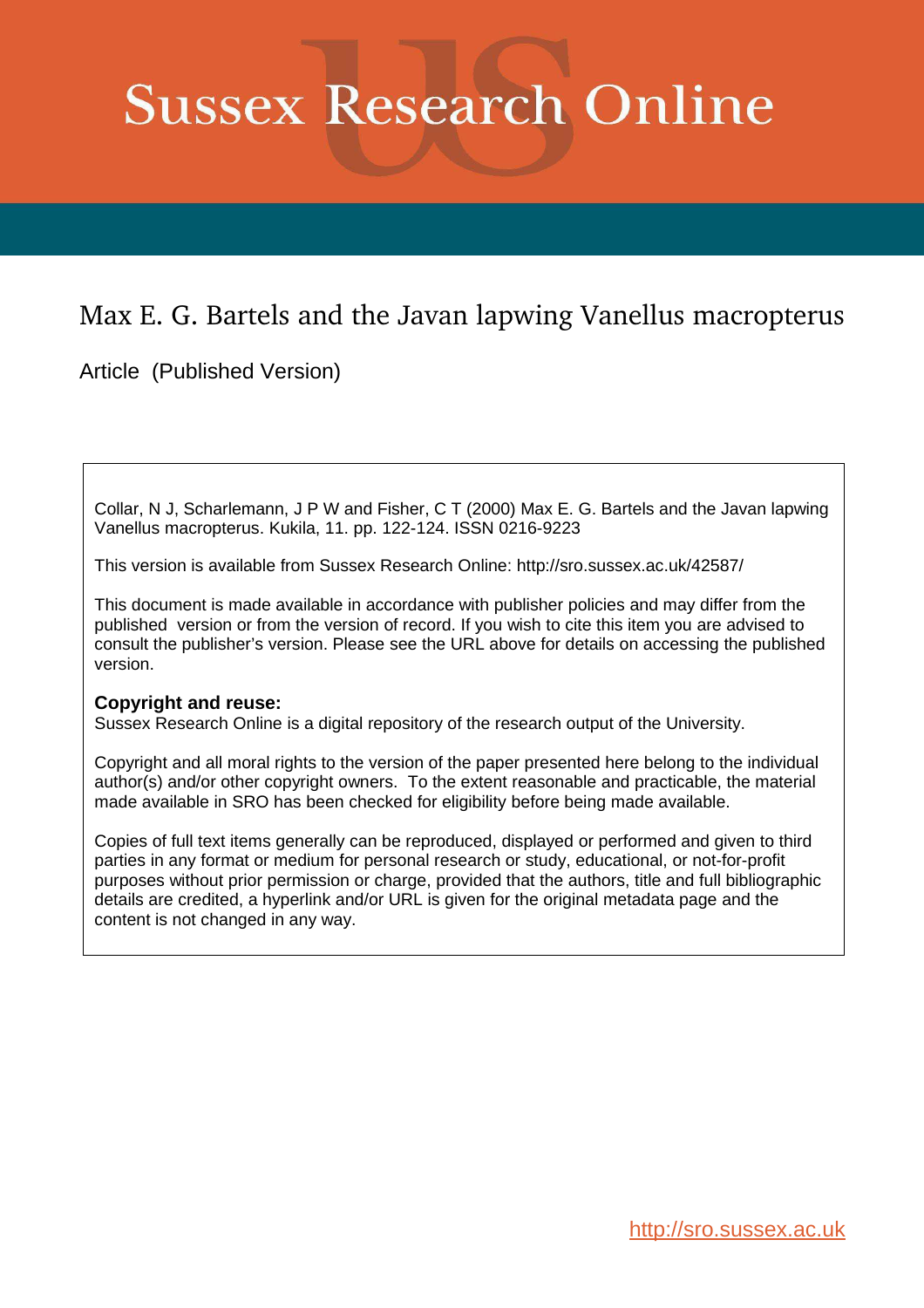# Sussex Research Online

## Max E. G. Bartels and the Javan lapwing Vanellus macropterus

Article (Published Version)

Collar, N J, Scharlemann, J P W and Fisher, C T (2000) Max E. G. Bartels and the Javan lapwing Vanellus macropterus. Kukila, 11. pp. 122-124. ISSN 0216-9223

This version is available from Sussex Research Online: http://sro.sussex.ac.uk/42587/

This document is made available in accordance with publisher policies and may differ from the published version or from the version of record. If you wish to cite this item you are advised to consult the publisher's version. Please see the URL above for details on accessing the published version.

**Copyright and reuse:**
Sussex Research Online is a digital repository of the research output of the University.

Copyright and all moral rights to the version of the paper presented here belong to the individual author(s) and/or other copyright owners. To the extent reasonable and practicable, the material made available in SRO has been checked for eligibility before being made available.

Copies of full text items generally can be reproduced, displayed or performed and given to third parties in any format or medium for personal research or study, educational, or not-for-profit purposes without prior permission or charge, provided that the authors, title and full bibliographic details are credited, a hyperlink and/or URL is given for the original metadata page and the content is not changed in any way.

http://sro.sussex.ac.uk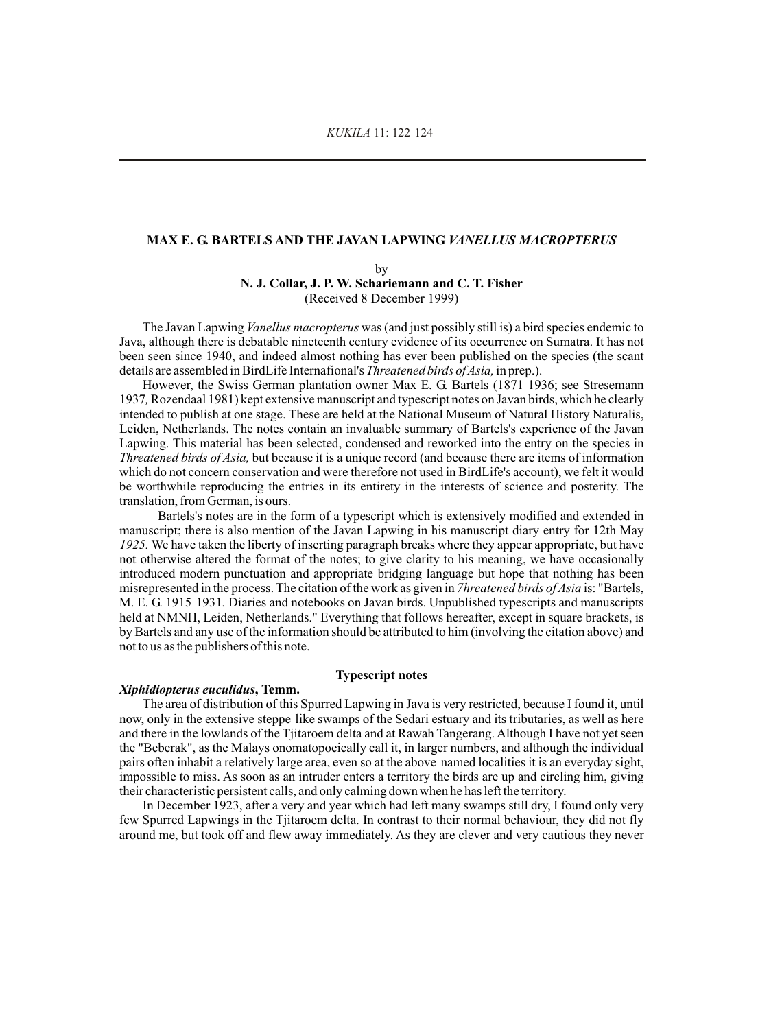## MAX E. G. BARTELS AND THE JAVAN LAPWING *VANELLUS MACROPTERUS*

by

**N. J. Collar, J. P. W. Schariemann and C. T. Fisher**

(Received 8 December 1999)

The Javan Lapwing *Vanellus macropterus* was (and just possibly still is) a bird species endemic to Java, although there is debatable nineteenth century evidence of its occurrence on Sumatra. It has not been seen since 1940, and indeed almost nothing has ever been published on the species (the scant details are assembled in BirdLife Internafional's *Threatened birds of Asia,* in prep.).

However, the Swiss German plantation owner Max E. G. Bartels (1871 1936; see Stresemann 1937*,* Rozendaal 1981) kept extensive manuscript and typescript notes on Javan birds, which he clearly intended to publish at one stage. These are held at the National Museum of Natural History Naturalis, Leiden, Netherlands. The notes contain an invaluable summary of Bartels's experience of the Javan Lapwing. This material has been selected, condensed and reworked into the entry on the species in *Threatened birds of Asia,* but because it is a unique record (and because there are items of information which do not concern conservation and were therefore not used in BirdLife's account), we felt it would be worthwhile reproducing the entries in its entirety in the interests of science and posterity. The translation, from German, is ours.

Bartels's notes are in the form of a typescript which is extensively modified and extended in manuscript; there is also mention of the Javan Lapwing in his manuscript diary entry for 12th May *1925.* We have taken the liberty of inserting paragraph breaks where they appear appropriate, but have not otherwise altered the format of the notes; to give clarity to his meaning, we have occasionally introduced modern punctuation and appropriate bridging language but hope that nothing has been misrepresented in the process. The citation of the work as given in *7hreatened birds of Asia* is: "Bartels, M. E. G. 1915 1931*.* Diaries and notebooks on Javan birds. Unpublished typescripts and manuscripts held at NMNH, Leiden, Netherlands." Everything that follows hereafter, except in square brackets, is by Bartels and any use of the information should be attributed to him (involving the citation above) and not to us as the publishers of this note.

### Typescript notes

***Xiphidiopterus euculidus*, Temm.**

The area of distribution of this Spurred Lapwing in Java is very restricted, because I found it, until now, only in the extensive steppe like swamps of the Sedari estuary and its tributaries, as well as here and there in the lowlands of the Tjitaroem delta and at Rawah Tangerang. Although I have not yet seen the "Beberak", as the Malays onomatopoeically call it, in larger numbers, and although the individual pairs often inhabit a relatively large area, even so at the above named localities it is an everyday sight, impossible to miss. As soon as an intruder enters a territory the birds are up and circling him, giving their characteristic persistent calls, and only calming down when he has left the territory.

In December 1923, after a very and year which had left many swamps still dry, I found only very few Spurred Lapwings in the Tjitaroem delta. In contrast to their normal behaviour, they did not fly around me, but took off and flew away immediately. As they are clever and very cautious they never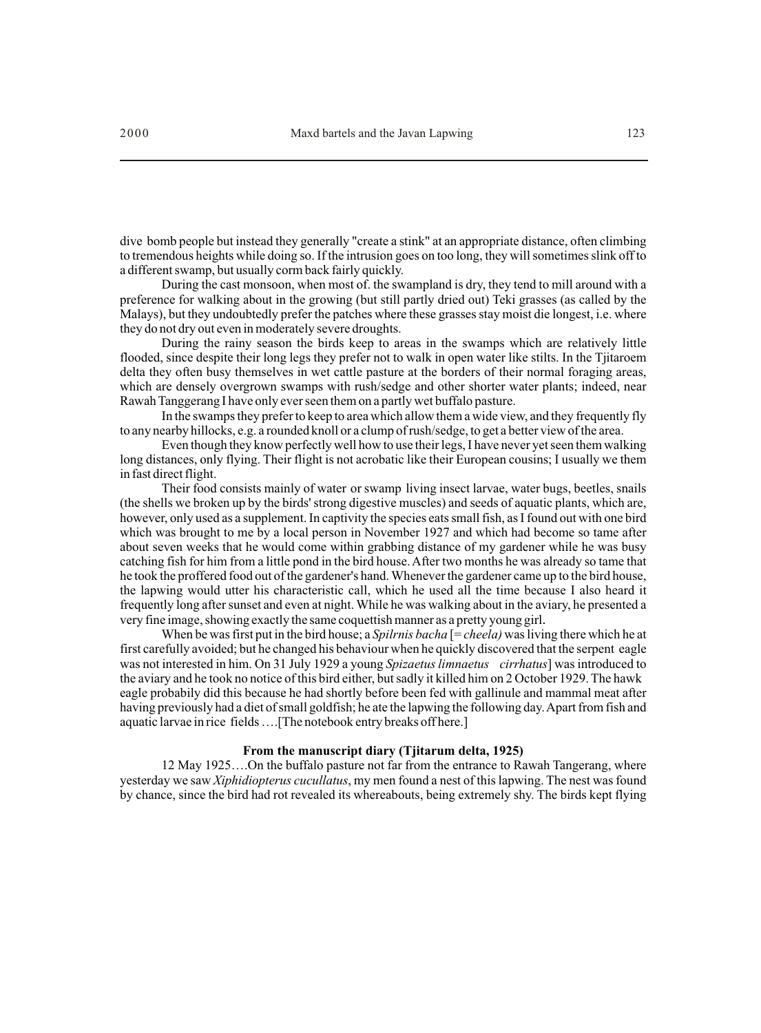dive bomb people but instead they generally "create a stink" at an appropriate distance, often climbing to tremendous heights while doing so. If the intrusion goes on too long, they will sometimes slink off to a different swamp, but usually corm back fairly quickly.

During the cast monsoon, when most of. the swampland is dry, they tend to mill around with a preference for walking about in the growing (but still partly dried out) Teki grasses (as called by the Malays), but they undoubtedly prefer the patches where these grasses stay moist die longest, i.e. where they do not dry out even in moderately severe droughts.

During the rainy season the birds keep to areas in the swamps which are relatively little flooded, since despite their long legs they prefer not to walk in open water like stilts. In the Tjitaroem delta they often busy themselves in wet cattle pasture at the borders of their normal foraging areas, which are densely overgrown swamps with rush/sedge and other shorter water plants; indeed, near Rawah Tanggerang I have only ever seen them on a partly wet buffalo pasture.

In the swamps they prefer to keep to area which allow them a wide view, and they frequently fly to any nearby hillocks, e.g. a rounded knoll or a clump of rush/sedge, to get a better view of the area.

Even though they know perfectly well how to use their legs, I have never yet seen them walking long distances, only flying. Their flight is not acrobatic like their European cousins; I usually we them in fast direct flight.

Their food consists mainly of water or swamp living insect larvae, water bugs, beetles, snails (the shells we broken up by the birds' strong digestive muscles) and seeds of aquatic plants, which are, however, only used as a supplement. In captivity the species eats small fish, as I found out with one bird which was brought to me by a local person in November 1927 and which had become so tame after about seven weeks that he would come within grabbing distance of my gardener while he was busy catching fish for him from a little pond in the bird house. After two months he was already so tame that he took the proffered food out of the gardener's hand. Whenever the gardener came up to the bird house, the lapwing would utter his characteristic call, which he used all the time because I also heard it frequently long after sunset and even at night. While he was walking about in the aviary, he presented a very fine image, showing exactly the same coquettish manner as a pretty young girl.

When be was first put in the bird house; a *Spilrnis bacha* [= *cheela)* was living there which he at first carefully avoided; but he changed his behaviour when he quickly discovered that the serpent eagle was not interested in him. On 31 July 1929 a young *Spizaetus limnaetus cirrhatus*] was introduced to the aviary and he took no notice of this bird either, but sadly it killed him on 2 October 1929. The hawk eagle probabily did this because he had shortly before been fed with gallinule and mammal meat after having previously had a diet of small goldfish; he ate the lapwing the following day. Apart from fish and aquatic larvae in rice fields ….[The notebook entry breaks off here.]

**From the manuscript diary (Tjitarum delta, 1925)**

12 May 1925….On the buffalo pasture not far from the entrance to Rawah Tangerang, where yesterday we saw *Xiphidiopterus cucullatus*, my men found a nest of this lapwing. The nest was found by chance, since the bird had rot revealed its whereabouts, being extremely shy. The birds kept flying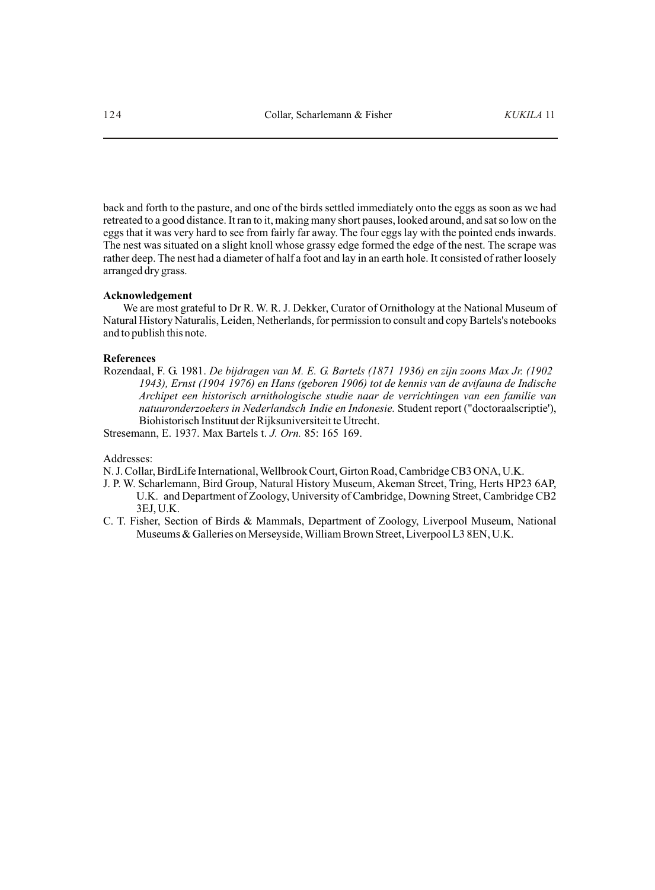back and forth to the pasture, and one of the birds settled immediately onto the eggs as soon as we had retreated to a good distance. It ran to it, making many short pauses, looked around, and sat so low on the eggs that it was very hard to see from fairly far away. The four eggs lay with the pointed ends inwards. The nest was situated on a slight knoll whose grassy edge formed the edge of the nest. The scrape was rather deep. The nest had a diameter of half a foot and lay in an earth hole. It consisted of rather loosely arranged dry grass.

**Acknowledgement**

We are most grateful to Dr R. W. R. J. Dekker, Curator of Ornithology at the National Museum of Natural History Naturalis, Leiden, Netherlands, for permission to consult and copy Bartels's notebooks and to publish this note.

**References**

Rozendaal, F. G. 1981. *De bijdragen van M. E. G. Bartels (1871 1936) en zijn zoons Max Jr. (1902 1943), Ernst (1904 1976) en Hans (geboren 1906) tot de kennis van de avifauna de Indische Archipet een historisch arnithologische studie naar de verrichtingen van een familie van natuuronderzoekers in Nederlandsch Indie en Indonesie.* Student report ("doctoraalscriptie'), Biohistorisch Instituut der Rijksuniversiteit te Utrecht.

Stresemann, E. 1937. Max Bartels t. *J. Orn.* 85: 165 169.

Addresses:

N. J. Collar, BirdLife International, Wellbrook Court, Girton Road, Cambridge CB3 ONA, U.K.

J. P. W. Scharlemann, Bird Group, Natural History Museum, Akeman Street, Tring, Herts HP23 6AP, U.K. and Department of Zoology, University of Cambridge, Downing Street, Cambridge CB2 3EJ, U.K.

C. T. Fisher, Section of Birds & Mammals, Department of Zoology, Liverpool Museum, National Museums & Galleries on Merseyside, William Brown Street, Liverpool L3 8EN, U.K.